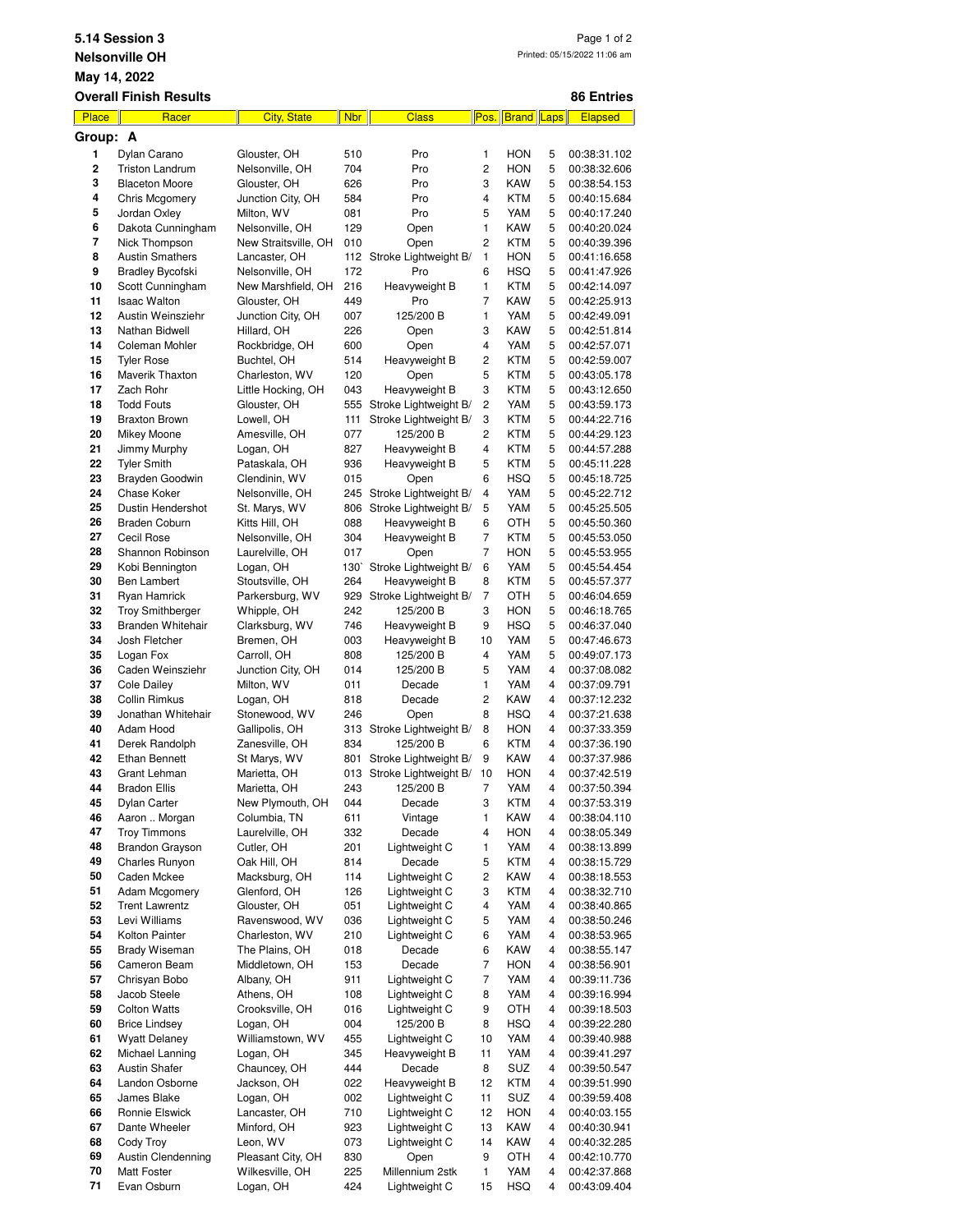# 5.14 Session 3

**Nelsonville OH**

**May 14, 2022**

**Overall Finish Results**

Printed: 05/15/2022 11:06 am

**86 Entries**

| Place | Racer | City, State | Nbr | Class | Pos. | Brand | Laps | Elapsed |
|---|---|---|---|---|---|---|---|---|
| **Group: A** | | | | | | | | |
| 1 | Dylan Carano | Glouster, OH | 510 | Pro | 1 | HON | 5 | 00:38:31.102 |
| 2 | Triston Landrum | Nelsonville, OH | 704 | Pro | 2 | HON | 5 | 00:38:32.606 |
| 3 | Blaceton Moore | Glouster, OH | 626 | Pro | 3 | KAW | 5 | 00:38:54.153 |
| 4 | Chris Mcgomery | Junction City, OH | 584 | Pro | 4 | KTM | 5 | 00:40:15.684 |
| 5 | Jordan Oxley | Milton, WV | 081 | Pro | 5 | YAM | 5 | 00:40:17.240 |
| 6 | Dakota Cunningham | Nelsonville, OH | 129 | Open | 1 | KAW | 5 | 00:40:20.024 |
| 7 | Nick Thompson | New Straitsville, OH | 010 | Open | 2 | KTM | 5 | 00:40:39.396 |
| 8 | Austin Smathers | Lancaster, OH | 112 | Stroke Lightweight B/ | 1 | HON | 5 | 00:41:16.658 |
| 9 | Bradley Bycofski | Nelsonville, OH | 172 | Pro | 6 | HSQ | 5 | 00:41:47.926 |
| 10 | Scott Cunningham | New Marshfield, OH | 216 | Heavyweight B | 1 | KTM | 5 | 00:42:14.097 |
| 11 | Isaac Walton | Glouster, OH | 449 | Pro | 7 | KAW | 5 | 00:42:25.913 |
| 12 | Austin Weinsziehr | Junction City, OH | 007 | 125/200 B | 1 | YAM | 5 | 00:42:49.091 |
| 13 | Nathan Bidwell | Hillard, OH | 226 | Open | 3 | KAW | 5 | 00:42:51.814 |
| 14 | Coleman Mohler | Rockbridge, OH | 600 | Open | 4 | YAM | 5 | 00:42:57.071 |
| 15 | Tyler Rose | Buchtel, OH | 514 | Heavyweight B | 2 | KTM | 5 | 00:42:59.007 |
| 16 | Maverik Thaxton | Charleston, WV | 120 | Open | 5 | KTM | 5 | 00:43:05.178 |
| 17 | Zach Rohr | Little Hocking, OH | 043 | Heavyweight B | 3 | KTM | 5 | 00:43:12.650 |
| 18 | Todd Fouts | Glouster, OH | 555 | Stroke Lightweight B/ | 2 | YAM | 5 | 00:43:59.173 |
| 19 | Braxton Brown | Lowell, OH | 111 | Stroke Lightweight B/ | 3 | KTM | 5 | 00:44:22.716 |
| 20 | Mikey Moone | Amesville, OH | 077 | 125/200 B | 2 | KTM | 5 | 00:44:29.123 |
| 21 | Jimmy Murphy | Logan, OH | 827 | Heavyweight B | 4 | KTM | 5 | 00:44:57.288 |
| 22 | Tyler Smith | Pataskala, OH | 936 | Heavyweight B | 5 | KTM | 5 | 00:45:11.228 |
| 23 | Brayden Goodwin | Clendinin, WV | 015 | Open | 6 | HSQ | 5 | 00:45:18.725 |
| 24 | Chase Koker | Nelsonville, OH | 245 | Stroke Lightweight B/ | 4 | YAM | 5 | 00:45:22.712 |
| 25 | Dustin Hendershot | St. Marys, WV | 806 | Stroke Lightweight B/ | 5 | YAM | 5 | 00:45:25.505 |
| 26 | Braden Coburn | Kitts Hill, OH | 088 | Heavyweight B | 6 | OTH | 5 | 00:45:50.360 |
| 27 | Cecil Rose | Nelsonville, OH | 304 | Heavyweight B | 7 | KTM | 5 | 00:45:53.050 |
| 28 | Shannon Robinson | Laurelville, OH | 017 | Open | 7 | HON | 5 | 00:45:53.955 |
| 29 | Kobi Bennington | Logan, OH | 130` | Stroke Lightweight B/ | 6 | YAM | 5 | 00:45:54.454 |
| 30 | Ben Lambert | Stoutsville, OH | 264 | Heavyweight B | 8 | KTM | 5 | 00:45:57.377 |
| 31 | Ryan Hamrick | Parkersburg, WV | 929 | Stroke Lightweight B/ | 7 | OTH | 5 | 00:46:04.659 |
| 32 | Troy Smithberger | Whipple, OH | 242 | 125/200 B | 3 | HON | 5 | 00:46:18.765 |
| 33 | Branden Whitehair | Clarksburg, WV | 746 | Heavyweight B | 9 | HSQ | 5 | 00:46:37.040 |
| 34 | Josh Fletcher | Bremen, OH | 003 | Heavyweight B | 10 | YAM | 5 | 00:47:46.673 |
| 35 | Logan Fox | Carroll, OH | 808 | 125/200 B | 4 | YAM | 5 | 00:49:07.173 |
| 36 | Caden Weinsziehr | Junction City, OH | 014 | 125/200 B | 5 | YAM | 4 | 00:37:08.082 |
| 37 | Cole Dailey | Milton, WV | 011 | Decade | 1 | YAM | 4 | 00:37:09.791 |
| 38 | Collin Rimkus | Logan, OH | 818 | Decade | 2 | KAW | 4 | 00:37:12.232 |
| 39 | Jonathan Whitehair | Stonewood, WV | 246 | Open | 8 | HSQ | 4 | 00:37:21.638 |
| 40 | Adam Hood | Gallipolis, OH | 313 | Stroke Lightweight B/ | 8 | HON | 4 | 00:37:33.359 |
| 41 | Derek Randolph | Zanesville, OH | 834 | 125/200 B | 6 | KTM | 4 | 00:37:36.190 |
| 42 | Ethan Bennett | St Marys, WV | 801 | Stroke Lightweight B/ | 9 | KAW | 4 | 00:37:37.986 |
| 43 | Grant Lehman | Marietta, OH | 013 | Stroke Lightweight B/ | 10 | HON | 4 | 00:37:42.519 |
| 44 | Bradon Ellis | Marietta, OH | 243 | 125/200 B | 7 | YAM | 4 | 00:37:50.394 |
| 45 | Dylan Carter | New Plymouth, OH | 044 | Decade | 3 | KTM | 4 | 00:37:53.319 |
| 46 | Aaron .. Morgan | Columbia, TN | 611 | Vintage | 1 | KAW | 4 | 00:38:04.110 |
| 47 | Troy Timmons | Laurelville, OH | 332 | Decade | 4 | HON | 4 | 00:38:05.349 |
| 48 | Brandon Grayson | Cutler, OH | 201 | Lightweight C | 1 | YAM | 4 | 00:38:13.899 |
| 49 | Charles Runyon | Oak Hill, OH | 814 | Decade | 5 | KTM | 4 | 00:38:15.729 |
| 50 | Caden Mckee | Macksburg, OH | 114 | Lightweight C | 2 | KAW | 4 | 00:38:18.553 |
| 51 | Adam Mcgomery | Glenford, OH | 126 | Lightweight C | 3 | KTM | 4 | 00:38:32.710 |
| 52 | Trent Lawrentz | Glouster, OH | 051 | Lightweight C | 4 | YAM | 4 | 00:38:40.865 |
| 53 | Levi Williams | Ravenswood, WV | 036 | Lightweight C | 5 | YAM | 4 | 00:38:50.246 |
| 54 | Kolton Painter | Charleston, WV | 210 | Lightweight C | 6 | YAM | 4 | 00:38:53.965 |
| 55 | Brady Wiseman | The Plains, OH | 018 | Decade | 6 | KAW | 4 | 00:38:55.147 |
| 56 | Cameron Beam | Middletown, OH | 153 | Decade | 7 | HON | 4 | 00:38:56.901 |
| 57 | Chrisyan Bobo | Albany, OH | 911 | Lightweight C | 7 | YAM | 4 | 00:39:11.736 |
| 58 | Jacob Steele | Athens, OH | 108 | Lightweight C | 8 | YAM | 4 | 00:39:16.994 |
| 59 | Colton Watts | Crooksville, OH | 016 | Lightweight C | 9 | OTH | 4 | 00:39:18.503 |
| 60 | Brice Lindsey | Logan, OH | 004 | 125/200 B | 8 | HSQ | 4 | 00:39:22.280 |
| 61 | Wyatt Delaney | Williamstown, WV | 455 | Lightweight C | 10 | YAM | 4 | 00:39:40.988 |
| 62 | Michael Lanning | Logan, OH | 345 | Heavyweight B | 11 | YAM | 4 | 00:39:41.297 |
| 63 | Austin Shafer | Chauncey, OH | 444 | Decade | 8 | SUZ | 4 | 00:39:50.547 |
| 64 | Landon Osborne | Jackson, OH | 022 | Heavyweight B | 12 | KTM | 4 | 00:39:51.990 |
| 65 | James Blake | Logan, OH | 002 | Lightweight C | 11 | SUZ | 4 | 00:39:59.408 |
| 66 | Ronnie Elswick | Lancaster, OH | 710 | Lightweight C | 12 | HON | 4 | 00:40:03.155 |
| 67 | Dante Wheeler | Minford, OH | 923 | Lightweight C | 13 | KAW | 4 | 00:40:30.941 |
| 68 | Cody Troy | Leon, WV | 073 | Lightweight C | 14 | KAW | 4 | 00:40:32.285 |
| 69 | Austin Clendenning | Pleasant City, OH | 830 | Open | 9 | OTH | 4 | 00:42:10.770 |
| 70 | Matt Foster | Wilkesville, OH | 225 | Millennium 2stk | 1 | YAM | 4 | 00:42:37.868 |
| 71 | Evan Osburn | Logan, OH | 424 | Lightweight C | 15 | HSQ | 4 | 00:43:09.404 |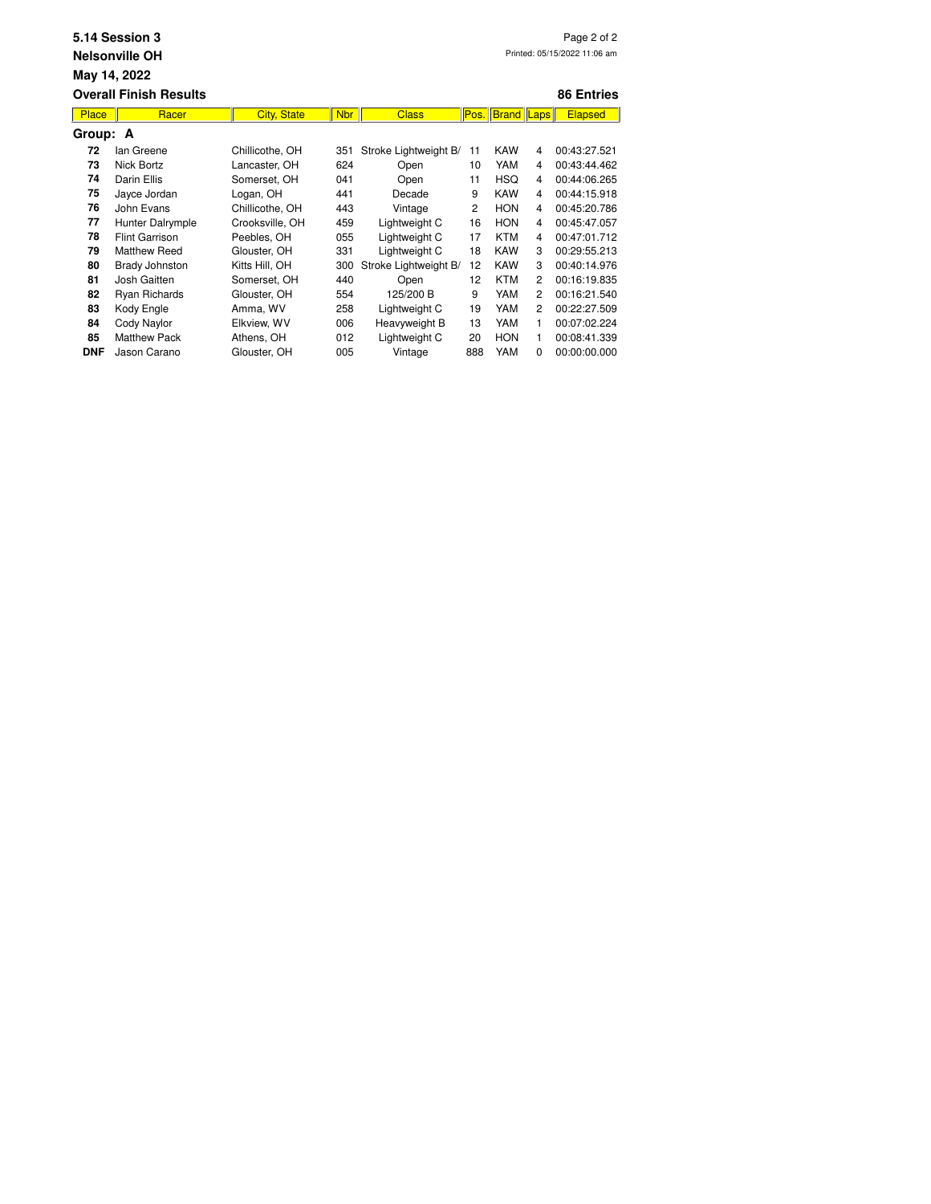**5.14 Session 3**

**Nelsonville OH**

**May 14, 2022**

**Overall Finish Results** **86 Entries**

| Place | Racer | City, State | Nbr | Class | Pos. | Brand | Laps | Elapsed |
|---|---|---|---|---|---|---|---|---|
| **Group: A** | | | | | | | | |
| **72** | Ian Greene | Chillicothe, OH | 351 | Stroke Lightweight B/ | 11 | KAW | 4 | 00:43:27.521 |
| **73** | Nick Bortz | Lancaster, OH | 624 | Open | 10 | YAM | 4 | 00:43:44.462 |
| **74** | Darin Ellis | Somerset, OH | 041 | Open | 11 | HSQ | 4 | 00:44:06.265 |
| **75** | Jayce Jordan | Logan, OH | 441 | Decade | 9 | KAW | 4 | 00:44:15.918 |
| **76** | John Evans | Chillicothe, OH | 443 | Vintage | 2 | HON | 4 | 00:45:20.786 |
| **77** | Hunter Dalrymple | Crooksville, OH | 459 | Lightweight C | 16 | HON | 4 | 00:45:47.057 |
| **78** | Flint Garrison | Peebles, OH | 055 | Lightweight C | 17 | KTM | 4 | 00:47:01.712 |
| **79** | Matthew Reed | Glouster, OH | 331 | Lightweight C | 18 | KAW | 3 | 00:29:55.213 |
| **80** | Brady Johnston | Kitts Hill, OH | 300 | Stroke Lightweight B/ | 12 | KAW | 3 | 00:40:14.976 |
| **81** | Josh Gaitten | Somerset, OH | 440 | Open | 12 | KTM | 2 | 00:16:19.835 |
| **82** | Ryan Richards | Glouster, OH | 554 | 125/200 B | 9 | YAM | 2 | 00:16:21.540 |
| **83** | Kody Engle | Amma, WV | 258 | Lightweight C | 19 | YAM | 2 | 00:22:27.509 |
| **84** | Cody Naylor | Elkview, WV | 006 | Heavyweight B | 13 | YAM | 1 | 00:07:02.224 |
| **85** | Matthew Pack | Athens, OH | 012 | Lightweight C | 20 | HON | 1 | 00:08:41.339 |
| **DNF** | Jason Carano | Glouster, OH | 005 | Vintage | 888 | YAM | 0 | 00:00:00.000 |